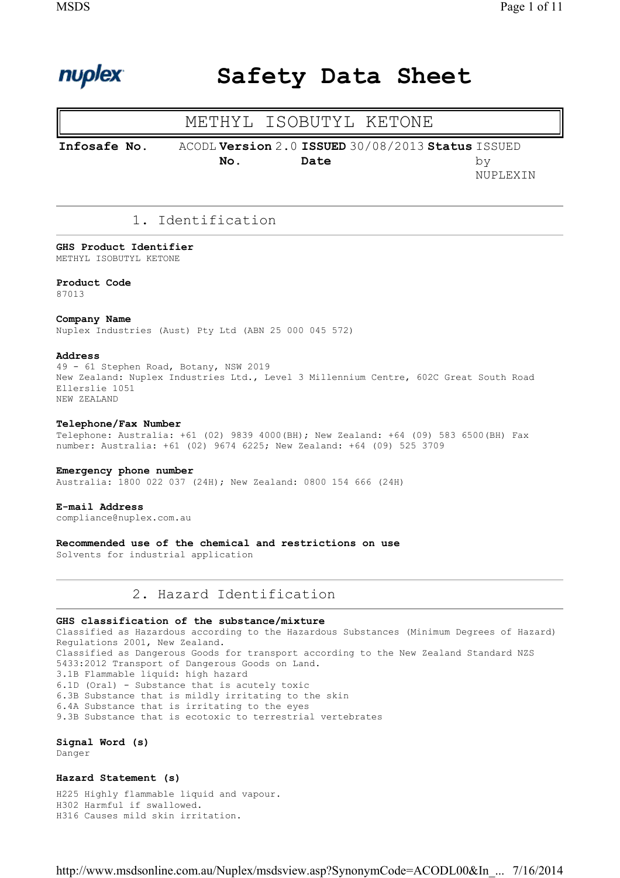# Safety Data Sheet

## METHYL ISOBUTYL KETONE

| Infosafe No. | ACODL | Version No. | 2.0 | ISSUED Date | 30/08/2013 | Status | ISSUED by NUPLEXIN |
|---|---|---|---|---|---|---|---|

## 1. Identification

**GHS Product Identifier**
METHYL ISOBUTYL KETONE

**Product Code**
87013

**Company Name**
Nuplex Industries (Aust) Pty Ltd (ABN 25 000 045 572)

**Address**
49 - 61 Stephen Road, Botany, NSW 2019
New Zealand: Nuplex Industries Ltd., Level 3 Millennium Centre, 602C Great South Road Ellerslie 1051
NEW ZEALAND

**Telephone/Fax Number**
Telephone: Australia: +61 (02) 9839 4000(BH); New Zealand: +64 (09) 583 6500(BH) Fax number: Australia: +61 (02) 9674 6225; New Zealand: +64 (09) 525 3709

**Emergency phone number**
Australia: 1800 022 037 (24H); New Zealand: 0800 154 666 (24H)

**E-mail Address**
compliance@nuplex.com.au

**Recommended use of the chemical and restrictions on use**
Solvents for industrial application

## 2. Hazard Identification

**GHS classification of the substance/mixture**
Classified as Hazardous according to the Hazardous Substances (Minimum Degrees of Hazard) Regulations 2001, New Zealand.
Classified as Dangerous Goods for transport according to the New Zealand Standard NZS 5433:2012 Transport of Dangerous Goods on Land.
3.1B Flammable liquid: high hazard
6.1D (Oral) - Substance that is acutely toxic
6.3B Substance that is mildly irritating to the skin
6.4A Substance that is irritating to the eyes
9.3B Substance that is ecotoxic to terrestrial vertebrates

**Signal Word (s)**
Danger

**Hazard Statement (s)**

H225 Highly flammable liquid and vapour.
H302 Harmful if swallowed.
H316 Causes mild skin irritation.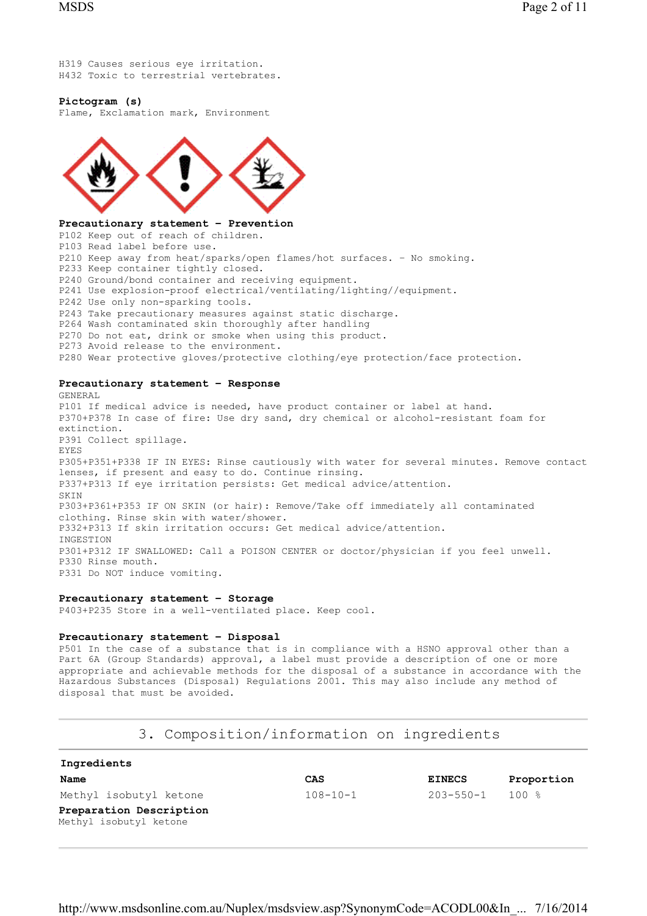H319 Causes serious eye irritation.
H432 Toxic to terrestrial vertebrates.

**Pictogram (s)**
Flame, Exclamation mark, Environment

**Precautionary statement - Prevention**
P102 Keep out of reach of children.
P103 Read label before use.
P210 Keep away from heat/sparks/open flames/hot surfaces. - No smoking.
P233 Keep container tightly closed.
P240 Ground/bond container and receiving equipment.
P241 Use explosion-proof electrical/ventilating/lighting//equipment.
P242 Use only non-sparking tools.
P243 Take precautionary measures against static discharge.
P264 Wash contaminated skin thoroughly after handling
P270 Do not eat, drink or smoke when using this product.
P273 Avoid release to the environment.
P280 Wear protective gloves/protective clothing/eye protection/face protection.

**Precautionary statement - Response**
GENERAL
P101 If medical advice is needed, have product container or label at hand.
P370+P378 In case of fire: Use dry sand, dry chemical or alcohol-resistant foam for extinction.
P391 Collect spillage.
EYES
P305+P351+P338 IF IN EYES: Rinse cautiously with water for several minutes. Remove contact lenses, if present and easy to do. Continue rinsing.
P337+P313 If eye irritation persists: Get medical advice/attention.
SKIN
P303+P361+P353 IF ON SKIN (or hair): Remove/Take off immediately all contaminated clothing. Rinse skin with water/shower.
P332+P313 If skin irritation occurs: Get medical advice/attention.
INGESTION
P301+P312 IF SWALLOWED: Call a POISON CENTER or doctor/physician if you feel unwell.
P330 Rinse mouth.
P331 Do NOT induce vomiting.

**Precautionary statement - Storage**
P403+P235 Store in a well-ventilated place. Keep cool.

**Precautionary statement - Disposal**
P501 In the case of a substance that is in compliance with a HSNO approval other than a Part 6A (Group Standards) approval, a label must provide a description of one or more appropriate and achievable methods for the disposal of a substance in accordance with the Hazardous Substances (Disposal) Regulations 2001. This may also include any method of disposal that must be avoided.

## 3. Composition/information on ingredients

**Ingredients**

| Name | CAS | EINECS | Proportion |
|---|---|---|---|
| Methyl isobutyl ketone | 108-10-1 | 203-550-1 | 100 % |

**Preparation Description**
Methyl isobutyl ketone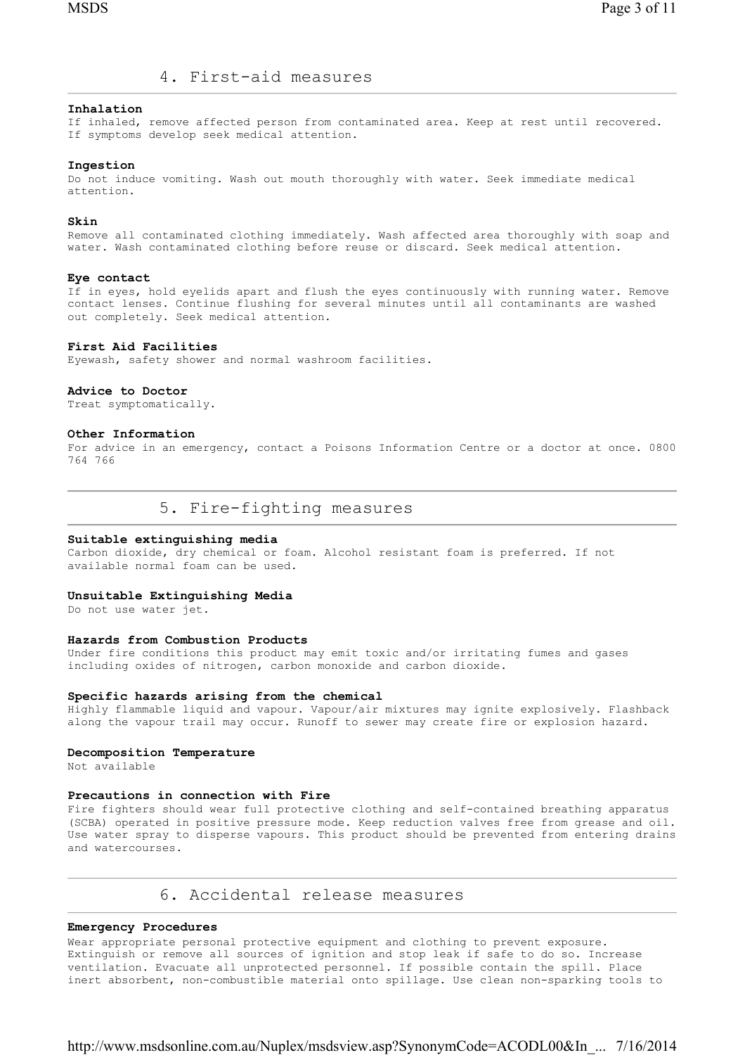## 4. First-aid measures

**Inhalation**
If inhaled, remove affected person from contaminated area. Keep at rest until recovered. If symptoms develop seek medical attention.

**Ingestion**
Do not induce vomiting. Wash out mouth thoroughly with water. Seek immediate medical attention.

**Skin**
Remove all contaminated clothing immediately. Wash affected area thoroughly with soap and water. Wash contaminated clothing before reuse or discard. Seek medical attention.

**Eye contact**
If in eyes, hold eyelids apart and flush the eyes continuously with running water. Remove contact lenses. Continue flushing for several minutes until all contaminants are washed out completely. Seek medical attention.

**First Aid Facilities**
Eyewash, safety shower and normal washroom facilities.

**Advice to Doctor**
Treat symptomatically.

**Other Information**
For advice in an emergency, contact a Poisons Information Centre or a doctor at once. 0800 764 766

## 5. Fire-fighting measures

**Suitable extinguishing media**
Carbon dioxide, dry chemical or foam. Alcohol resistant foam is preferred. If not available normal foam can be used.

**Unsuitable Extinguishing Media**
Do not use water jet.

**Hazards from Combustion Products**
Under fire conditions this product may emit toxic and/or irritating fumes and gases including oxides of nitrogen, carbon monoxide and carbon dioxide.

**Specific hazards arising from the chemical**
Highly flammable liquid and vapour. Vapour/air mixtures may ignite explosively. Flashback along the vapour trail may occur. Runoff to sewer may create fire or explosion hazard.

**Decomposition Temperature**
Not available

**Precautions in connection with Fire**
Fire fighters should wear full protective clothing and self-contained breathing apparatus (SCBA) operated in positive pressure mode. Keep reduction valves free from grease and oil. Use water spray to disperse vapours. This product should be prevented from entering drains and watercourses.

## 6. Accidental release measures

**Emergency Procedures**
Wear appropriate personal protective equipment and clothing to prevent exposure. Extinguish or remove all sources of ignition and stop leak if safe to do so. Increase ventilation. Evacuate all unprotected personnel. If possible contain the spill. Place inert absorbent, non-combustible material onto spillage. Use clean non-sparking tools to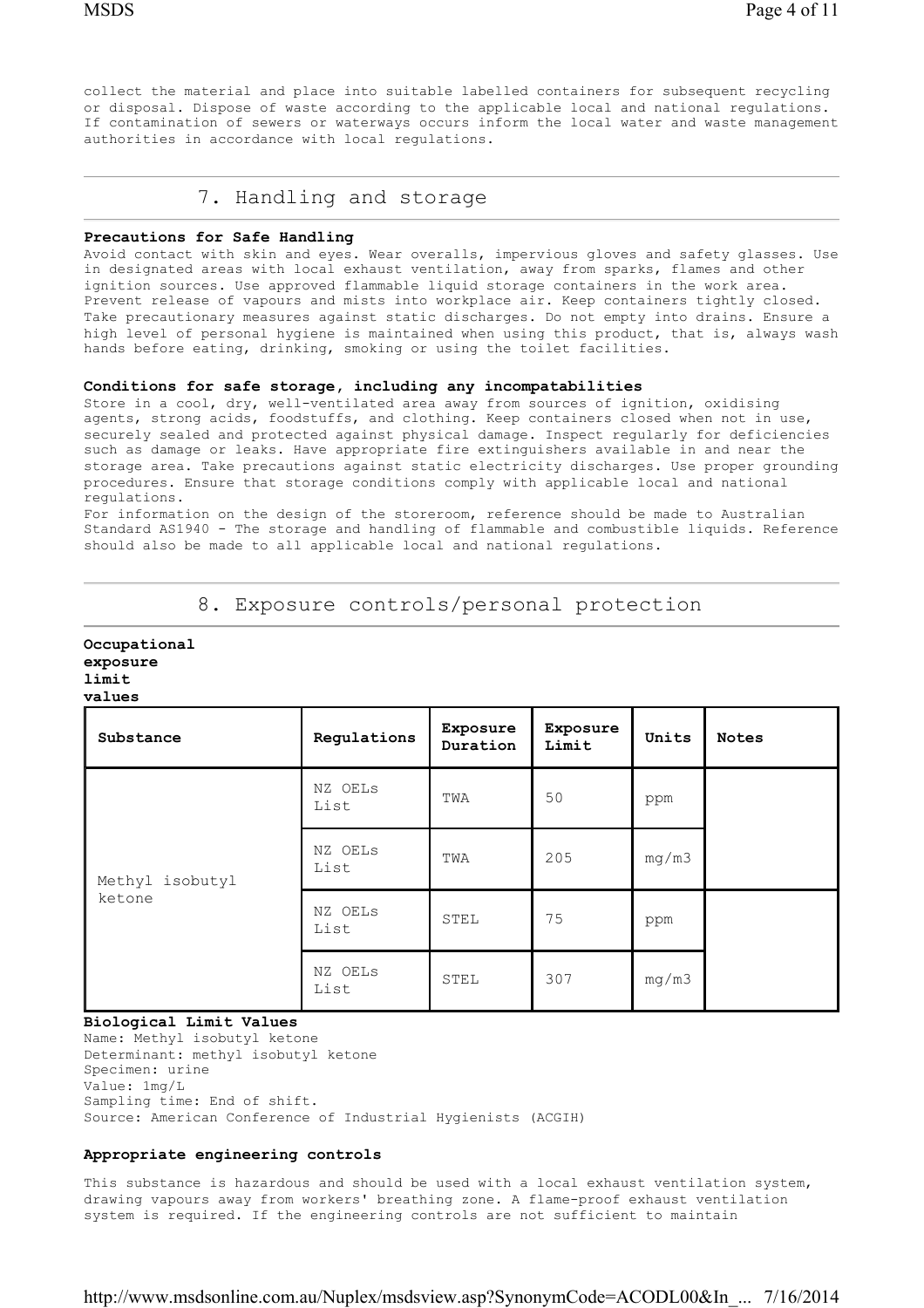collect the material and place into suitable labelled containers for subsequent recycling or disposal. Dispose of waste according to the applicable local and national regulations. If contamination of sewers or waterways occurs inform the local water and waste management authorities in accordance with local regulations.

## 7. Handling and storage

**Precautions for Safe Handling**

Avoid contact with skin and eyes. Wear overalls, impervious gloves and safety glasses. Use in designated areas with local exhaust ventilation, away from sparks, flames and other ignition sources. Use approved flammable liquid storage containers in the work area. Prevent release of vapours and mists into workplace air. Keep containers tightly closed. Take precautionary measures against static discharges. Do not empty into drains. Ensure a high level of personal hygiene is maintained when using this product, that is, always wash hands before eating, drinking, smoking or using the toilet facilities.

**Conditions for safe storage, including any incompatabilities**

Store in a cool, dry, well-ventilated area away from sources of ignition, oxidising agents, strong acids, foodstuffs, and clothing. Keep containers closed when not in use, securely sealed and protected against physical damage. Inspect regularly for deficiencies such as damage or leaks. Have appropriate fire extinguishers available in and near the storage area. Take precautions against static electricity discharges. Use proper grounding procedures. Ensure that storage conditions comply with applicable local and national regulations.

For information on the design of the storeroom, reference should be made to Australian Standard AS1940 - The storage and handling of flammable and combustible liquids. Reference should also be made to all applicable local and national regulations.

## 8. Exposure controls/personal protection

**Occupational exposure limit values**

| Substance | Regulations | Exposure Duration | Exposure Limit | Units | Notes |
|---|---|---|---|---|---|
| Methyl isobutyl ketone | NZ OELs List | TWA | 50 | ppm | |
| | NZ OELs List | TWA | 205 | mg/m3 | |
| | NZ OELs List | STEL | 75 | ppm | |
| | NZ OELs List | STEL | 307 | mg/m3 | |

**Biological Limit Values**

Name: Methyl isobutyl ketone
Determinant: methyl isobutyl ketone
Specimen: urine
Value: 1mg/L
Sampling time: End of shift.
Source: American Conference of Industrial Hygienists (ACGIH)

**Appropriate engineering controls**

This substance is hazardous and should be used with a local exhaust ventilation system, drawing vapours away from workers' breathing zone. A flame-proof exhaust ventilation system is required. If the engineering controls are not sufficient to maintain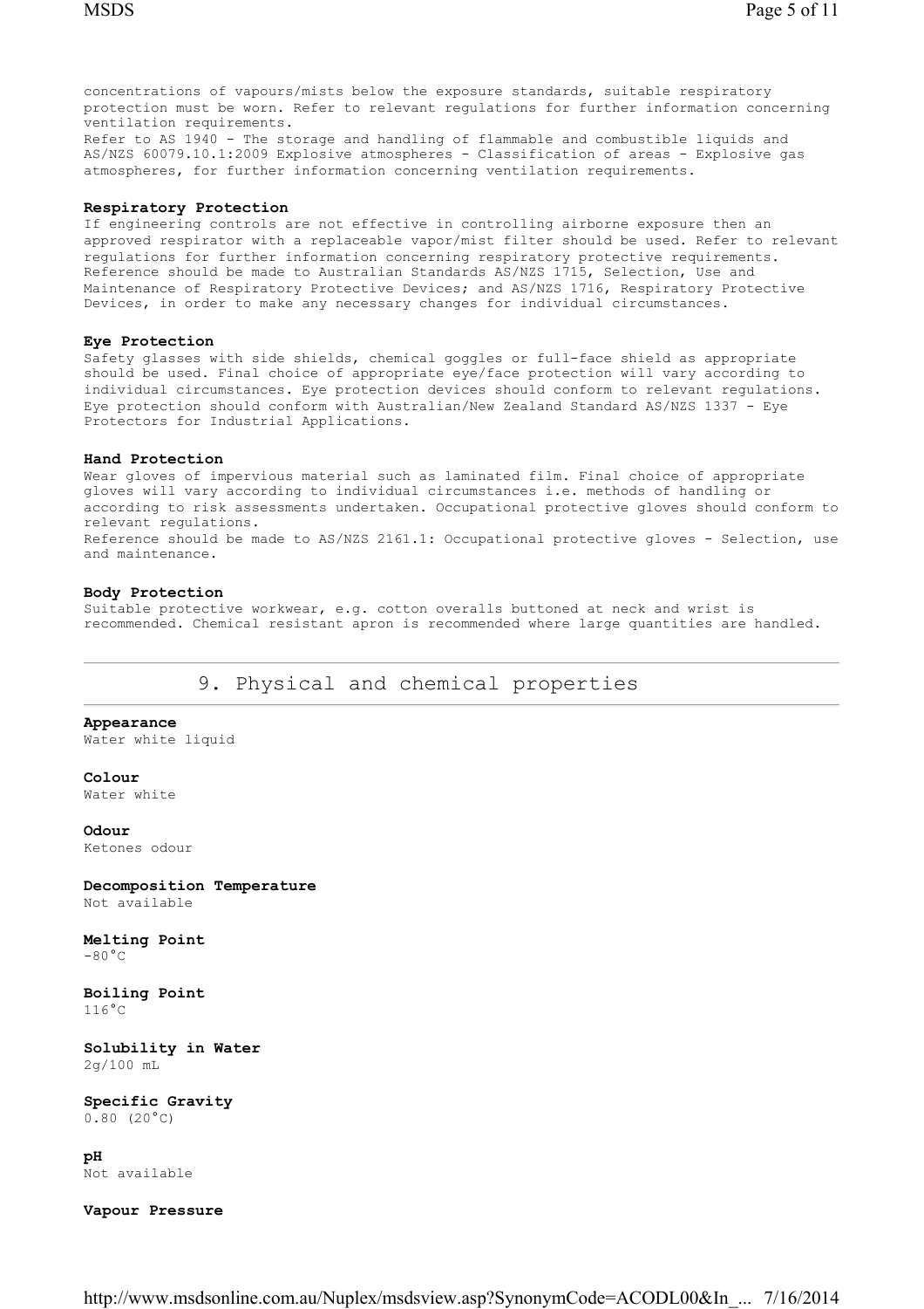concentrations of vapours/mists below the exposure standards, suitable respiratory protection must be worn. Refer to relevant regulations for further information concerning ventilation requirements.
Refer to AS 1940 - The storage and handling of flammable and combustible liquids and AS/NZS 60079.10.1:2009 Explosive atmospheres - Classification of areas - Explosive gas atmospheres, for further information concerning ventilation requirements.

**Respiratory Protection**
If engineering controls are not effective in controlling airborne exposure then an approved respirator with a replaceable vapor/mist filter should be used. Refer to relevant regulations for further information concerning respiratory protective requirements. Reference should be made to Australian Standards AS/NZS 1715, Selection, Use and Maintenance of Respiratory Protective Devices; and AS/NZS 1716, Respiratory Protective Devices, in order to make any necessary changes for individual circumstances.

**Eye Protection**
Safety glasses with side shields, chemical goggles or full-face shield as appropriate should be used. Final choice of appropriate eye/face protection will vary according to individual circumstances. Eye protection devices should conform to relevant regulations. Eye protection should conform with Australian/New Zealand Standard AS/NZS 1337 - Eye Protectors for Industrial Applications.

**Hand Protection**
Wear gloves of impervious material such as laminated film. Final choice of appropriate gloves will vary according to individual circumstances i.e. methods of handling or according to risk assessments undertaken. Occupational protective gloves should conform to relevant regulations.
Reference should be made to AS/NZS 2161.1: Occupational protective gloves - Selection, use and maintenance.

**Body Protection**
Suitable protective workwear, e.g. cotton overalls buttoned at neck and wrist is recommended. Chemical resistant apron is recommended where large quantities are handled.

## 9. Physical and chemical properties

**Appearance**
Water white liquid

**Colour**
Water white

**Odour**
Ketones odour

**Decomposition Temperature**
Not available

**Melting Point**
-80°C

**Boiling Point**
116°C

**Solubility in Water**
2g/100 mL

**Specific Gravity**
0.80 (20°C)

**pH**
Not available

**Vapour Pressure**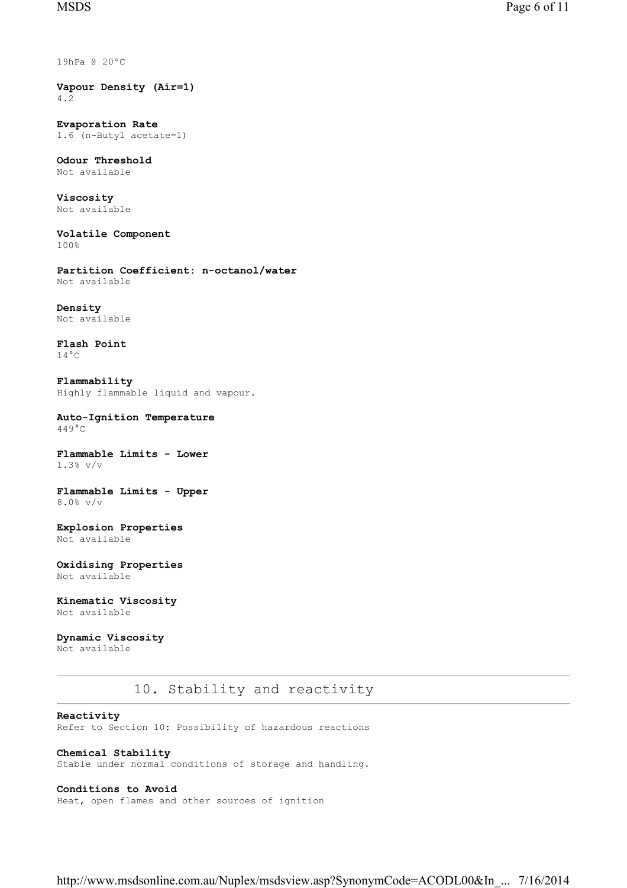19hPa @ 20°C

**Vapour Density (Air=1)**
4.2

**Evaporation Rate**
1.6 (n-Butyl acetate=1)

**Odour Threshold**
Not available

**Viscosity**
Not available

**Volatile Component**
100%

**Partition Coefficient: n-octanol/water**
Not available

**Density**
Not available

**Flash Point**
14°C

**Flammability**
Highly flammable liquid and vapour.

**Auto-Ignition Temperature**
449°C

**Flammable Limits - Lower**
1.3% v/v

**Flammable Limits - Upper**
8.0% v/v

**Explosion Properties**
Not available

**Oxidising Properties**
Not available

**Kinematic Viscosity**
Not available

**Dynamic Viscosity**
Not available

## 10. Stability and reactivity

**Reactivity**
Refer to Section 10: Possibility of hazardous reactions

**Chemical Stability**
Stable under normal conditions of storage and handling.

**Conditions to Avoid**
Heat, open flames and other sources of ignition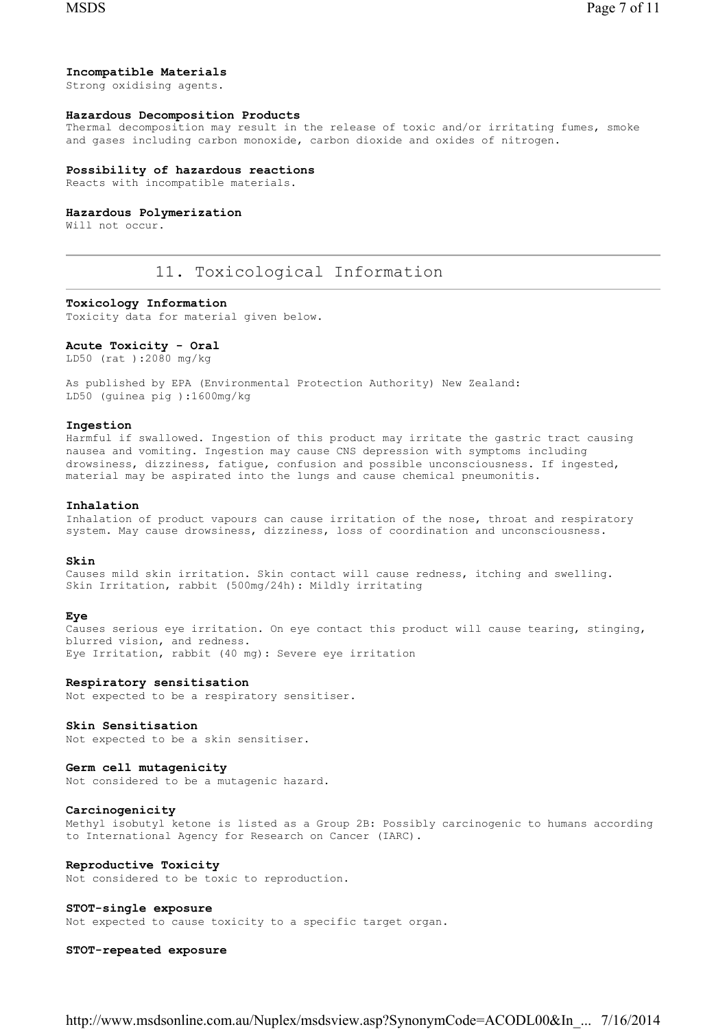### Incompatible Materials

Strong oxidising agents.

### Hazardous Decomposition Products

Thermal decomposition may result in the release of toxic and/or irritating fumes, smoke and gases including carbon monoxide, carbon dioxide and oxides of nitrogen.

### Possibility of hazardous reactions

Reacts with incompatible materials.

### Hazardous Polymerization

Will not occur.

## 11. Toxicological Information

### Toxicology Information

Toxicity data for material given below.

### Acute Toxicity - Oral

LD50 (rat ):2080 mg/kg

As published by EPA (Environmental Protection Authority) New Zealand:
LD50 (guinea pig ):1600mg/kg

### Ingestion

Harmful if swallowed. Ingestion of this product may irritate the gastric tract causing nausea and vomiting. Ingestion may cause CNS depression with symptoms including drowsiness, dizziness, fatigue, confusion and possible unconsciousness. If ingested, material may be aspirated into the lungs and cause chemical pneumonitis.

### Inhalation

Inhalation of product vapours can cause irritation of the nose, throat and respiratory system. May cause drowsiness, dizziness, loss of coordination and unconsciousness.

### Skin

Causes mild skin irritation. Skin contact will cause redness, itching and swelling.
Skin Irritation, rabbit (500mg/24h): Mildly irritating

### Eye

Causes serious eye irritation. On eye contact this product will cause tearing, stinging, blurred vision, and redness.
Eye Irritation, rabbit (40 mg): Severe eye irritation

### Respiratory sensitisation

Not expected to be a respiratory sensitiser.

### Skin Sensitisation

Not expected to be a skin sensitiser.

### Germ cell mutagenicity

Not considered to be a mutagenic hazard.

### Carcinogenicity

Methyl isobutyl ketone is listed as a Group 2B: Possibly carcinogenic to humans according to International Agency for Research on Cancer (IARC).

### Reproductive Toxicity

Not considered to be toxic to reproduction.

### STOT-single exposure

Not expected to cause toxicity to a specific target organ.

### STOT-repeated exposure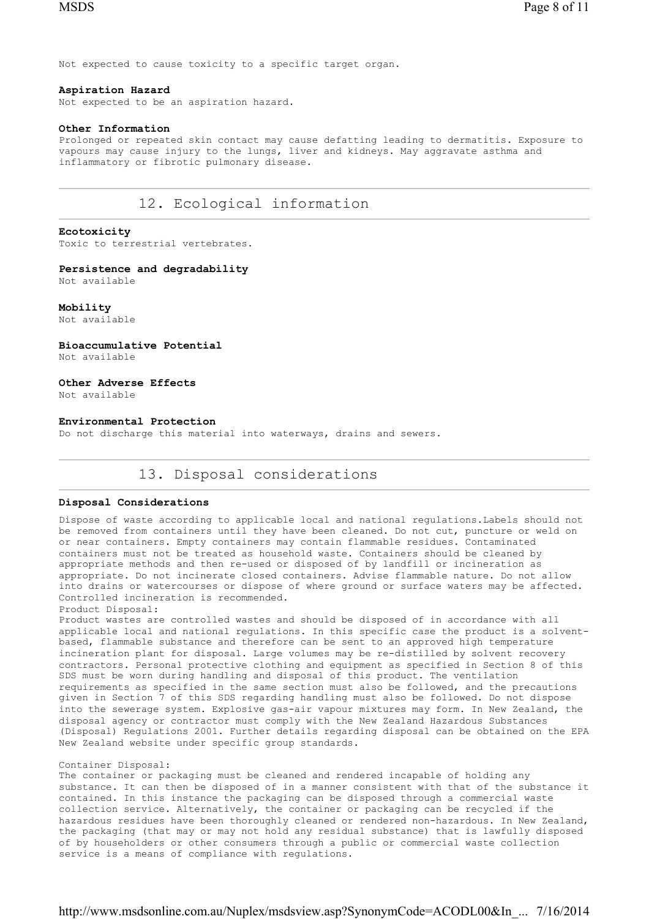Not expected to cause toxicity to a specific target organ.

**Aspiration Hazard**

Not expected to be an aspiration hazard.

**Other Information**

Prolonged or repeated skin contact may cause defatting leading to dermatitis. Exposure to vapours may cause injury to the lungs, liver and kidneys. May aggravate asthma and inflammatory or fibrotic pulmonary disease.

## 12. Ecological information

**Ecotoxicity**

Toxic to terrestrial vertebrates.

**Persistence and degradability**

Not available

**Mobility**

Not available

**Bioaccumulative Potential**

Not available

**Other Adverse Effects**

Not available

**Environmental Protection**

Do not discharge this material into waterways, drains and sewers.

## 13. Disposal considerations

**Disposal Considerations**

Dispose of waste according to applicable local and national regulations.Labels should not be removed from containers until they have been cleaned. Do not cut, puncture or weld on or near containers. Empty containers may contain flammable residues. Contaminated containers must not be treated as household waste. Containers should be cleaned by appropriate methods and then re-used or disposed of by landfill or incineration as appropriate. Do not incinerate closed containers. Advise flammable nature. Do not allow into drains or watercourses or dispose of where ground or surface waters may be affected. Controlled incineration is recommended.

Product Disposal:

Product wastes are controlled wastes and should be disposed of in accordance with all applicable local and national regulations. In this specific case the product is a solvent-based, flammable substance and therefore can be sent to an approved high temperature incineration plant for disposal. Large volumes may be re-distilled by solvent recovery contractors. Personal protective clothing and equipment as specified in Section 8 of this SDS must be worn during handling and disposal of this product. The ventilation requirements as specified in the same section must also be followed, and the precautions given in Section 7 of this SDS regarding handling must also be followed. Do not dispose into the sewerage system. Explosive gas-air vapour mixtures may form. In New Zealand, the disposal agency or contractor must comply with the New Zealand Hazardous Substances (Disposal) Regulations 2001. Further details regarding disposal can be obtained on the EPA New Zealand website under specific group standards.

Container Disposal:

The container or packaging must be cleaned and rendered incapable of holding any substance. It can then be disposed of in a manner consistent with that of the substance it contained. In this instance the packaging can be disposed through a commercial waste collection service. Alternatively, the container or packaging can be recycled if the hazardous residues have been thoroughly cleaned or rendered non-hazardous. In New Zealand, the packaging (that may or may not hold any residual substance) that is lawfully disposed of by householders or other consumers through a public or commercial waste collection service is a means of compliance with regulations.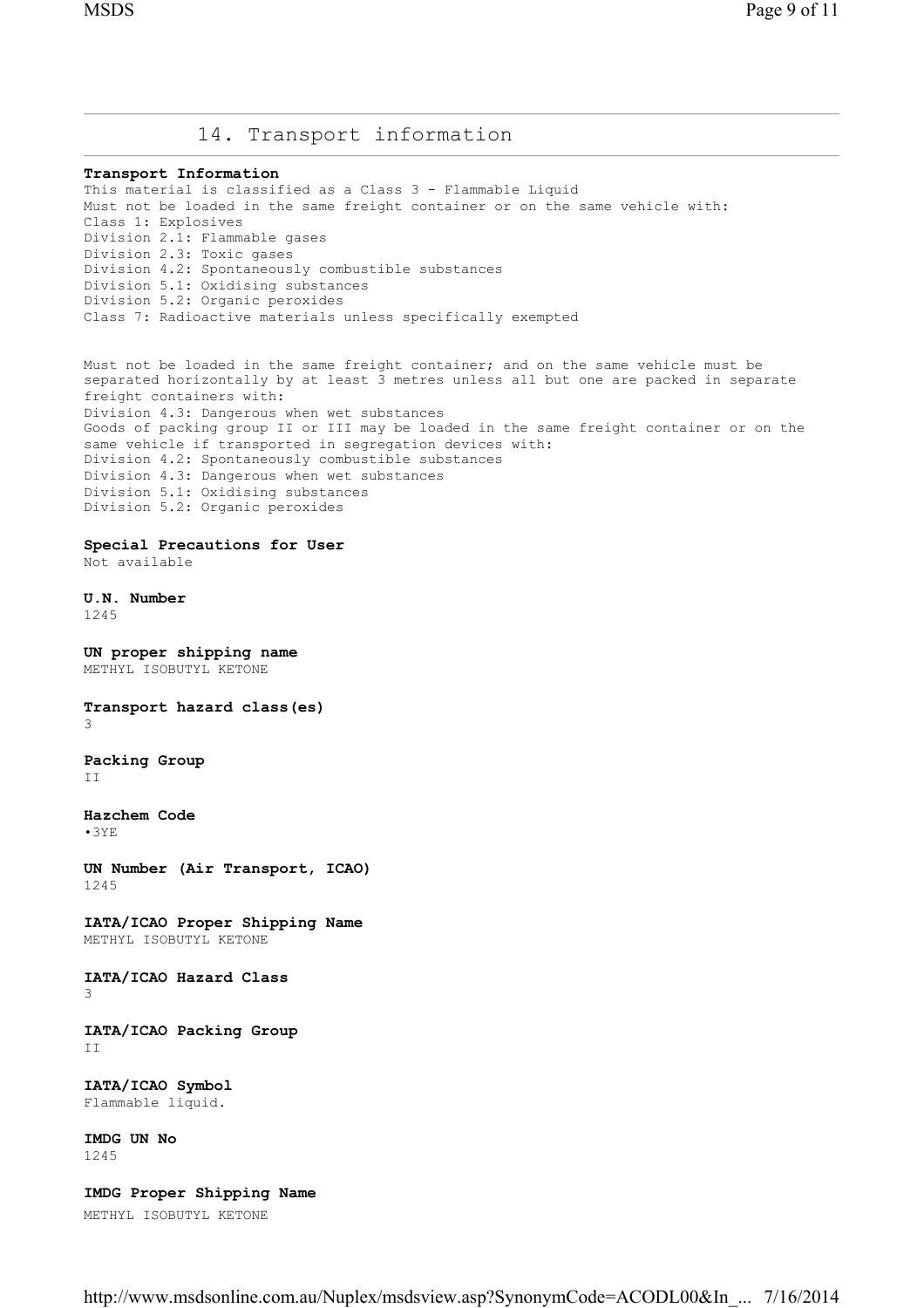## 14. Transport information

**Transport Information**

This material is classified as a Class 3 - Flammable Liquid
Must not be loaded in the same freight container or on the same vehicle with:
Class 1: Explosives
Division 2.1: Flammable gases
Division 2.3: Toxic gases
Division 4.2: Spontaneously combustible substances
Division 5.1: Oxidising substances
Division 5.2: Organic peroxides
Class 7: Radioactive materials unless specifically exempted

Must not be loaded in the same freight container; and on the same vehicle must be separated horizontally by at least 3 metres unless all but one are packed in separate freight containers with:
Division 4.3: Dangerous when wet substances
Goods of packing group II or III may be loaded in the same freight container or on the same vehicle if transported in segregation devices with:
Division 4.2: Spontaneously combustible substances
Division 4.3: Dangerous when wet substances
Division 5.1: Oxidising substances
Division 5.2: Organic peroxides

**Special Precautions for User**
Not available

**U.N. Number**
1245

**UN proper shipping name**
METHYL ISOBUTYL KETONE

**Transport hazard class(es)**
3

**Packing Group**
II

**Hazchem Code**
•3YE

**UN Number (Air Transport, ICAO)**
1245

**IATA/ICAO Proper Shipping Name**
METHYL ISOBUTYL KETONE

**IATA/ICAO Hazard Class**
3

**IATA/ICAO Packing Group**
II

**IATA/ICAO Symbol**
Flammable liquid.

**IMDG UN No**
1245

**IMDG Proper Shipping Name**
METHYL ISOBUTYL KETONE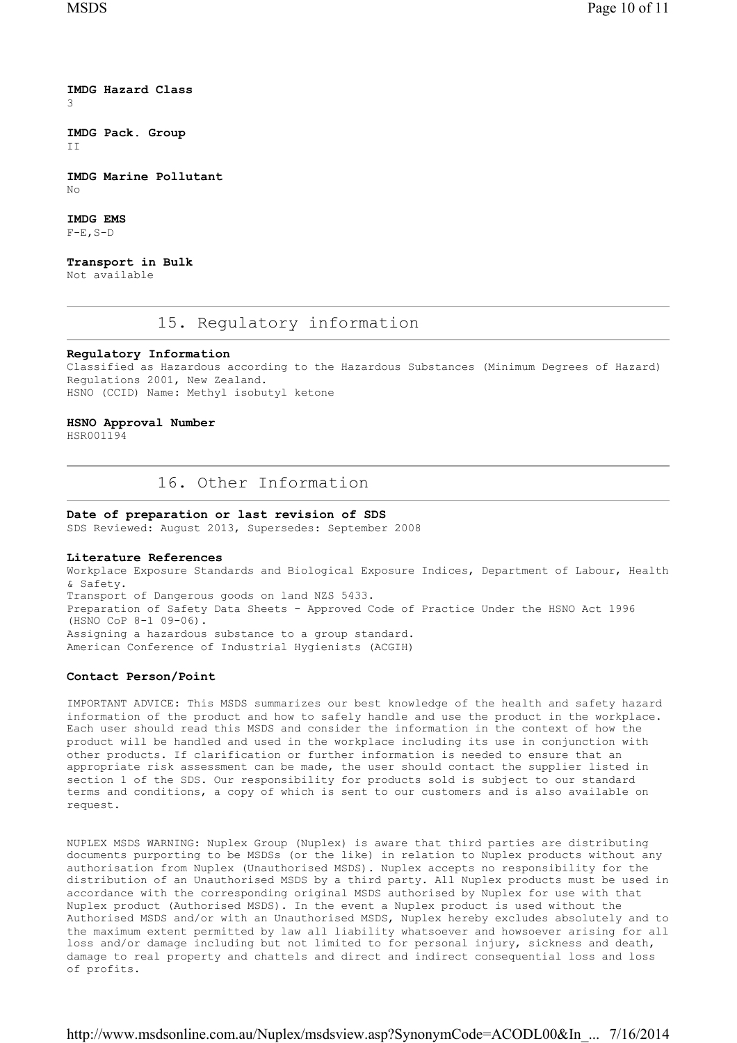**IMDG Hazard Class**
3

**IMDG Pack. Group**
II

**IMDG Marine Pollutant**
No

**IMDG EMS**
F-E,S-D

**Transport in Bulk**
Not available

## 15. Regulatory information

**Regulatory Information**
Classified as Hazardous according to the Hazardous Substances (Minimum Degrees of Hazard) Regulations 2001, New Zealand.
HSNO (CCID) Name: Methyl isobutyl ketone

**HSNO Approval Number**
HSR001194

## 16. Other Information

**Date of preparation or last revision of SDS**
SDS Reviewed: August 2013, Supersedes: September 2008

**Literature References**
Workplace Exposure Standards and Biological Exposure Indices, Department of Labour, Health & Safety.
Transport of Dangerous goods on land NZS 5433.
Preparation of Safety Data Sheets - Approved Code of Practice Under the HSNO Act 1996 (HSNO CoP 8-1 09-06).
Assigning a hazardous substance to a group standard.
American Conference of Industrial Hygienists (ACGIH)

**Contact Person/Point**

IMPORTANT ADVICE: This MSDS summarizes our best knowledge of the health and safety hazard information of the product and how to safely handle and use the product in the workplace. Each user should read this MSDS and consider the information in the context of how the product will be handled and used in the workplace including its use in conjunction with other products. If clarification or further information is needed to ensure that an appropriate risk assessment can be made, the user should contact the supplier listed in section 1 of the SDS. Our responsibility for products sold is subject to our standard terms and conditions, a copy of which is sent to our customers and is also available on request.

NUPLEX MSDS WARNING: Nuplex Group (Nuplex) is aware that third parties are distributing documents purporting to be MSDSs (or the like) in relation to Nuplex products without any authorisation from Nuplex (Unauthorised MSDS). Nuplex accepts no responsibility for the distribution of an Unauthorised MSDS by a third party. All Nuplex products must be used in accordance with the corresponding original MSDS authorised by Nuplex for use with that Nuplex product (Authorised MSDS). In the event a Nuplex product is used without the Authorised MSDS and/or with an Unauthorised MSDS, Nuplex hereby excludes absolutely and to the maximum extent permitted by law all liability whatsoever and howsoever arising for all loss and/or damage including but not limited to for personal injury, sickness and death, damage to real property and chattels and direct and indirect consequential loss and loss of profits.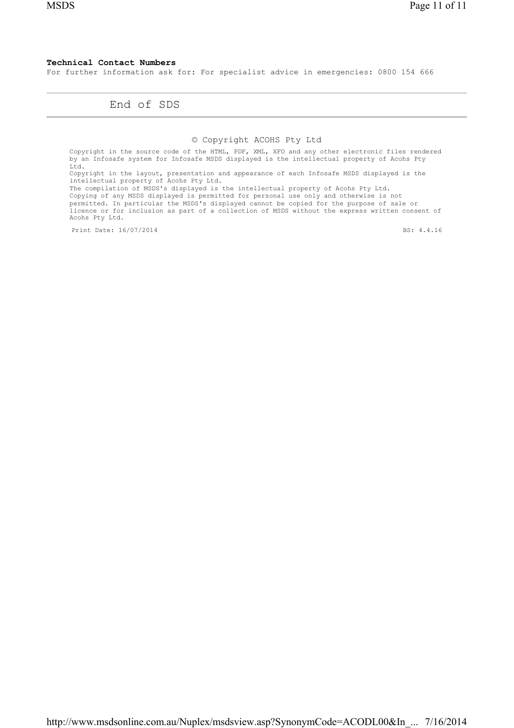**Technical Contact Numbers**

For further information ask for: For specialist advice in emergencies: 0800 154 666

---

End of SDS

---

© Copyright ACOHS Pty Ltd

Copyright in the source code of the HTML, PDF, XML, XFO and any other electronic files rendered by an Infosafe system for Infosafe MSDS displayed is the intellectual property of Acohs Pty Ltd.
Copyright in the layout, presentation and appearance of each Infosafe MSDS displayed is the intellectual property of Acohs Pty Ltd.
The compilation of MSDS's displayed is the intellectual property of Acohs Pty Ltd.
Copying of any MSDS displayed is permitted for personal use only and otherwise is not permitted. In particular the MSDS's displayed cannot be copied for the purpose of sale or licence or for inclusion as part of a collection of MSDS without the express written consent of Acohs Pty Ltd.

Print Date: 16/07/2014 BS: 4.4.16